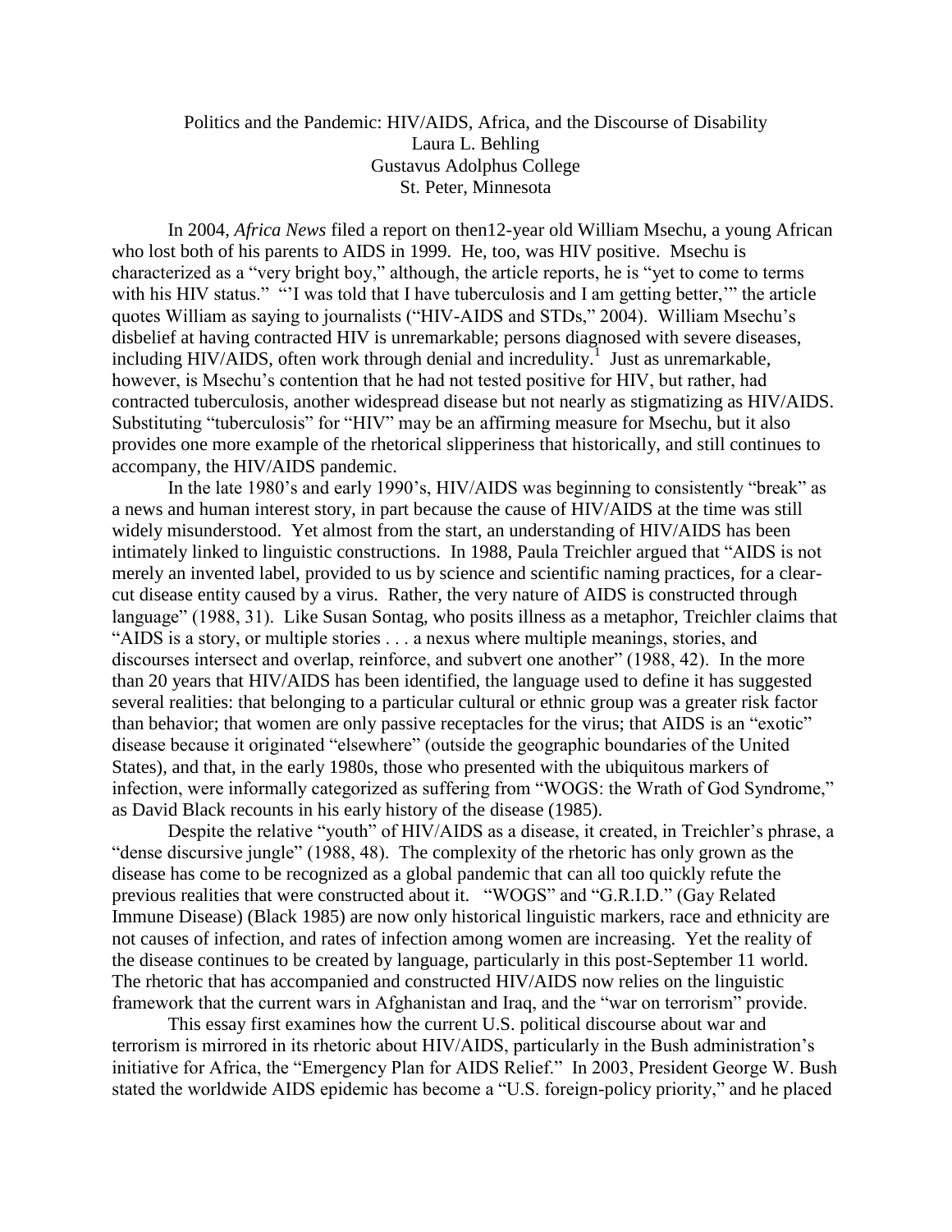# Politics and the Pandemic: HIV/AIDS, Africa, and the Discourse of Disability

Laura L. Behling  
Gustavus Adolphus College  
St. Peter, Minnesota

In 2004, *Africa News* filed a report on then12-year old William Msechu, a young African who lost both of his parents to AIDS in 1999. He, too, was HIV positive. Msechu is characterized as a "very bright boy," although, the article reports, he is "yet to come to terms with his HIV status." "'I was told that I have tuberculosis and I am getting better,'" the article quotes William as saying to journalists ("HIV-AIDS and STDs," 2004). William Msechu's disbelief at having contracted HIV is unremarkable; persons diagnosed with severe diseases, including HIV/AIDS, often work through denial and incredulity.[1] Just as unremarkable, however, is Msechu's contention that he had not tested positive for HIV, but rather, had contracted tuberculosis, another widespread disease but not nearly as stigmatizing as HIV/AIDS. Substituting "tuberculosis" for "HIV" may be an affirming measure for Msechu, but it also provides one more example of the rhetorical slipperiness that historically, and still continues to accompany, the HIV/AIDS pandemic.

In the late 1980's and early 1990's, HIV/AIDS was beginning to consistently "break" as a news and human interest story, in part because the cause of HIV/AIDS at the time was still widely misunderstood. Yet almost from the start, an understanding of HIV/AIDS has been intimately linked to linguistic constructions. In 1988, Paula Treichler argued that "AIDS is not merely an invented label, provided to us by science and scientific naming practices, for a clear-cut disease entity caused by a virus. Rather, the very nature of AIDS is constructed through language" (1988, 31). Like Susan Sontag, who posits illness as a metaphor, Treichler claims that "AIDS is a story, or multiple stories . . . a nexus where multiple meanings, stories, and discourses intersect and overlap, reinforce, and subvert one another" (1988, 42). In the more than 20 years that HIV/AIDS has been identified, the language used to define it has suggested several realities: that belonging to a particular cultural or ethnic group was a greater risk factor than behavior; that women are only passive receptacles for the virus; that AIDS is an "exotic" disease because it originated "elsewhere" (outside the geographic boundaries of the United States), and that, in the early 1980s, those who presented with the ubiquitous markers of infection, were informally categorized as suffering from "WOGS: the Wrath of God Syndrome," as David Black recounts in his early history of the disease (1985).

Despite the relative "youth" of HIV/AIDS as a disease, it created, in Treichler's phrase, a "dense discursive jungle" (1988, 48). The complexity of the rhetoric has only grown as the disease has come to be recognized as a global pandemic that can all too quickly refute the previous realities that were constructed about it. "WOGS" and "G.R.I.D." (Gay Related Immune Disease) (Black 1985) are now only historical linguistic markers, race and ethnicity are not causes of infection, and rates of infection among women are increasing. Yet the reality of the disease continues to be created by language, particularly in this post-September 11 world. The rhetoric that has accompanied and constructed HIV/AIDS now relies on the linguistic framework that the current wars in Afghanistan and Iraq, and the "war on terrorism" provide.

This essay first examines how the current U.S. political discourse about war and terrorism is mirrored in its rhetoric about HIV/AIDS, particularly in the Bush administration's initiative for Africa, the "Emergency Plan for AIDS Relief." In 2003, President George W. Bush stated the worldwide AIDS epidemic has become a "U.S. foreign-policy priority," and he placed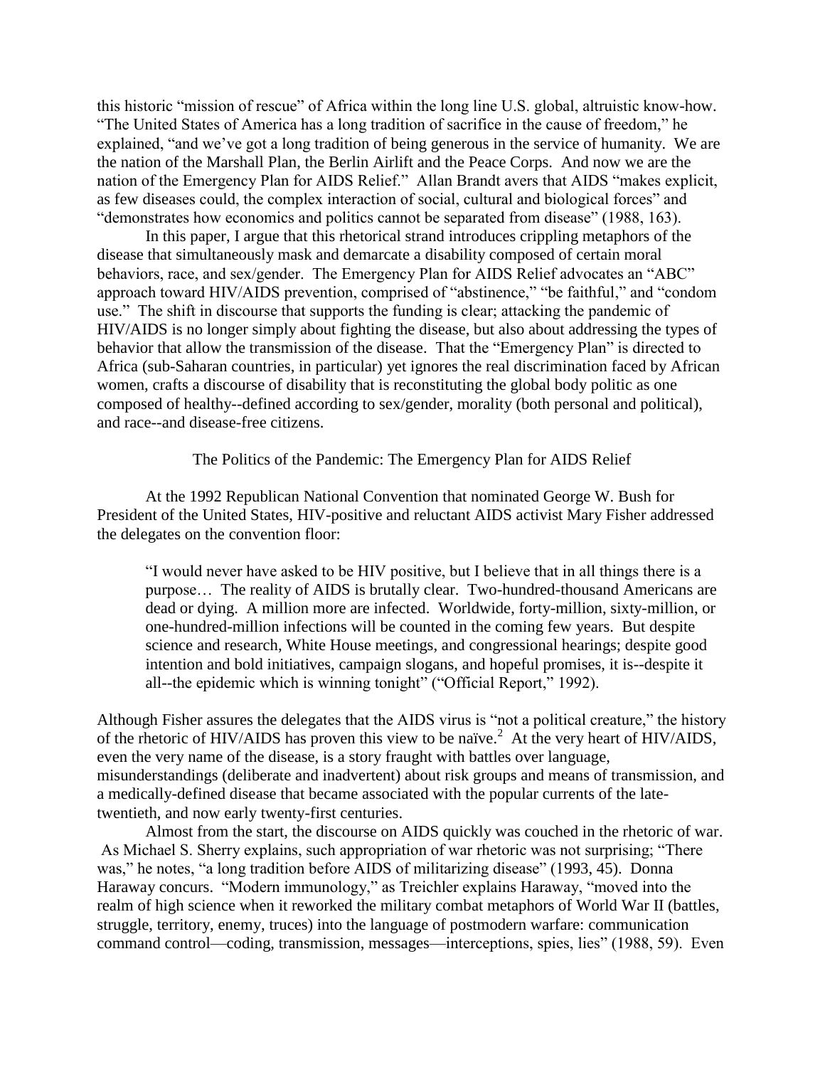this historic "mission of rescue" of Africa within the long line U.S. global, altruistic know-how. "The United States of America has a long tradition of sacrifice in the cause of freedom," he explained, "and we've got a long tradition of being generous in the service of humanity. We are the nation of the Marshall Plan, the Berlin Airlift and the Peace Corps. And now we are the nation of the Emergency Plan for AIDS Relief." Allan Brandt avers that AIDS "makes explicit, as few diseases could, the complex interaction of social, cultural and biological forces" and "demonstrates how economics and politics cannot be separated from disease" (1988, 163).

In this paper, I argue that this rhetorical strand introduces crippling metaphors of the disease that simultaneously mask and demarcate a disability composed of certain moral behaviors, race, and sex/gender. The Emergency Plan for AIDS Relief advocates an "ABC" approach toward HIV/AIDS prevention, comprised of "abstinence," "be faithful," and "condom use." The shift in discourse that supports the funding is clear; attacking the pandemic of HIV/AIDS is no longer simply about fighting the disease, but also about addressing the types of behavior that allow the transmission of the disease. That the "Emergency Plan" is directed to Africa (sub-Saharan countries, in particular) yet ignores the real discrimination faced by African women, crafts a discourse of disability that is reconstituting the global body politic as one composed of healthy--defined according to sex/gender, morality (both personal and political), and race--and disease-free citizens.

## The Politics of the Pandemic: The Emergency Plan for AIDS Relief

At the 1992 Republican National Convention that nominated George W. Bush for President of the United States, HIV-positive and reluctant AIDS activist Mary Fisher addressed the delegates on the convention floor:

> "I would never have asked to be HIV positive, but I believe that in all things there is a purpose… The reality of AIDS is brutally clear. Two-hundred-thousand Americans are dead or dying. A million more are infected. Worldwide, forty-million, sixty-million, or one-hundred-million infections will be counted in the coming few years. But despite science and research, White House meetings, and congressional hearings; despite good intention and bold initiatives, campaign slogans, and hopeful promises, it is--despite it all--the epidemic which is winning tonight" ("Official Report," 1992).

Although Fisher assures the delegates that the AIDS virus is "not a political creature," the history of the rhetoric of HIV/AIDS has proven this view to be naïve.[2] At the very heart of HIV/AIDS, even the very name of the disease, is a story fraught with battles over language, misunderstandings (deliberate and inadvertent) about risk groups and means of transmission, and a medically-defined disease that became associated with the popular currents of the late-twentieth, and now early twenty-first centuries.

Almost from the start, the discourse on AIDS quickly was couched in the rhetoric of war. As Michael S. Sherry explains, such appropriation of war rhetoric was not surprising; "There was," he notes, "a long tradition before AIDS of militarizing disease" (1993, 45). Donna Haraway concurs. "Modern immunology," as Treichler explains Haraway, "moved into the realm of high science when it reworked the military combat metaphors of World War II (battles, struggle, territory, enemy, truces) into the language of postmodern warfare: communication command control—coding, transmission, messages—interceptions, spies, lies" (1988, 59). Even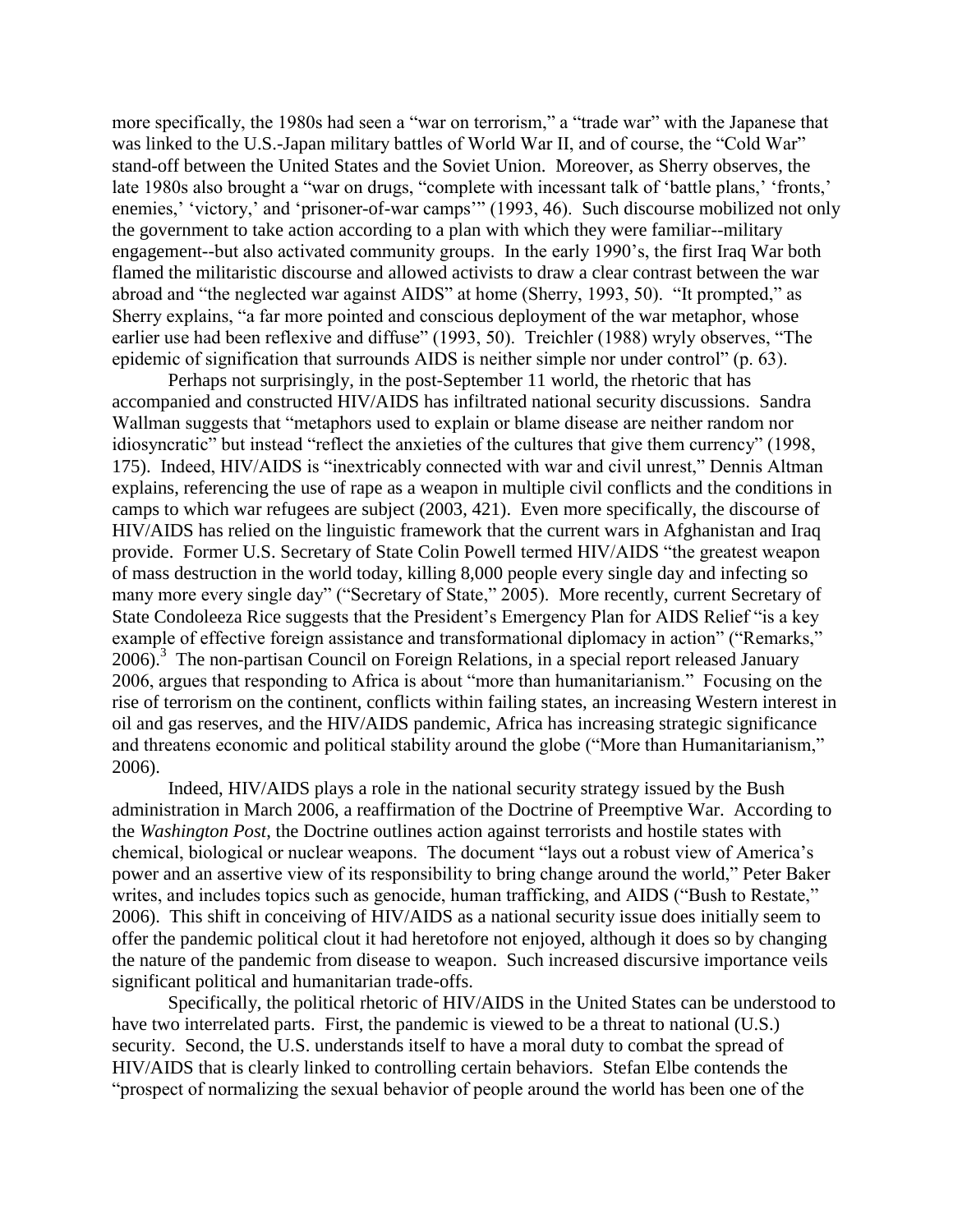more specifically, the 1980s had seen a "war on terrorism," a "trade war" with the Japanese that was linked to the U.S.-Japan military battles of World War II, and of course, the "Cold War" stand-off between the United States and the Soviet Union. Moreover, as Sherry observes, the late 1980s also brought a "war on drugs, "complete with incessant talk of 'battle plans,' 'fronts,' enemies,' 'victory,' and 'prisoner-of-war camps'" (1993, 46). Such discourse mobilized not only the government to take action according to a plan with which they were familiar--military engagement--but also activated community groups. In the early 1990's, the first Iraq War both flamed the militaristic discourse and allowed activists to draw a clear contrast between the war abroad and "the neglected war against AIDS" at home (Sherry, 1993, 50). "It prompted," as Sherry explains, "a far more pointed and conscious deployment of the war metaphor, whose earlier use had been reflexive and diffuse" (1993, 50). Treichler (1988) wryly observes, "The epidemic of signification that surrounds AIDS is neither simple nor under control" (p. 63).

Perhaps not surprisingly, in the post-September 11 world, the rhetoric that has accompanied and constructed HIV/AIDS has infiltrated national security discussions. Sandra Wallman suggests that "metaphors used to explain or blame disease are neither random nor idiosyncratic" but instead "reflect the anxieties of the cultures that give them currency" (1998, 175). Indeed, HIV/AIDS is "inextricably connected with war and civil unrest," Dennis Altman explains, referencing the use of rape as a weapon in multiple civil conflicts and the conditions in camps to which war refugees are subject (2003, 421). Even more specifically, the discourse of HIV/AIDS has relied on the linguistic framework that the current wars in Afghanistan and Iraq provide. Former U.S. Secretary of State Colin Powell termed HIV/AIDS "the greatest weapon of mass destruction in the world today, killing 8,000 people every single day and infecting so many more every single day" ("Secretary of State," 2005). More recently, current Secretary of State Condoleeza Rice suggests that the President's Emergency Plan for AIDS Relief "is a key example of effective foreign assistance and transformational diplomacy in action" ("Remarks," 2006).[3] The non-partisan Council on Foreign Relations, in a special report released January 2006, argues that responding to Africa is about "more than humanitarianism." Focusing on the rise of terrorism on the continent, conflicts within failing states, an increasing Western interest in oil and gas reserves, and the HIV/AIDS pandemic, Africa has increasing strategic significance and threatens economic and political stability around the globe ("More than Humanitarianism," 2006).

Indeed, HIV/AIDS plays a role in the national security strategy issued by the Bush administration in March 2006, a reaffirmation of the Doctrine of Preemptive War. According to the *Washington Post*, the Doctrine outlines action against terrorists and hostile states with chemical, biological or nuclear weapons. The document "lays out a robust view of America's power and an assertive view of its responsibility to bring change around the world," Peter Baker writes, and includes topics such as genocide, human trafficking, and AIDS ("Bush to Restate," 2006). This shift in conceiving of HIV/AIDS as a national security issue does initially seem to offer the pandemic political clout it had heretofore not enjoyed, although it does so by changing the nature of the pandemic from disease to weapon. Such increased discursive importance veils significant political and humanitarian trade-offs.

Specifically, the political rhetoric of HIV/AIDS in the United States can be understood to have two interrelated parts. First, the pandemic is viewed to be a threat to national (U.S.) security. Second, the U.S. understands itself to have a moral duty to combat the spread of HIV/AIDS that is clearly linked to controlling certain behaviors. Stefan Elbe contends the "prospect of normalizing the sexual behavior of people around the world has been one of the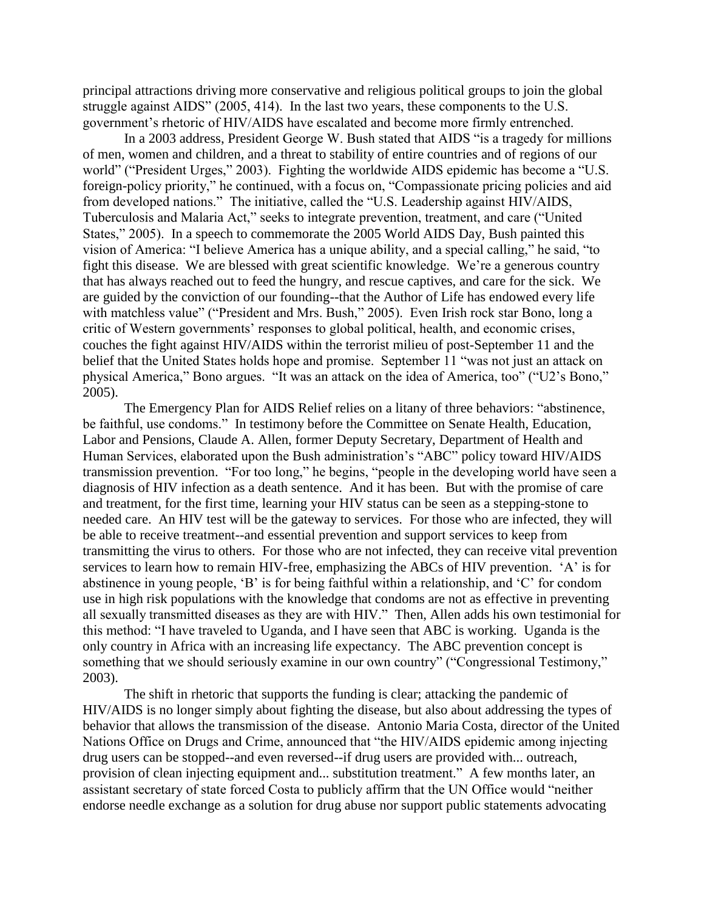principal attractions driving more conservative and religious political groups to join the global struggle against AIDS" (2005, 414). In the last two years, these components to the U.S. government's rhetoric of HIV/AIDS have escalated and become more firmly entrenched.

In a 2003 address, President George W. Bush stated that AIDS "is a tragedy for millions of men, women and children, and a threat to stability of entire countries and of regions of our world" ("President Urges," 2003). Fighting the worldwide AIDS epidemic has become a "U.S. foreign-policy priority," he continued, with a focus on, "Compassionate pricing policies and aid from developed nations." The initiative, called the "U.S. Leadership against HIV/AIDS, Tuberculosis and Malaria Act," seeks to integrate prevention, treatment, and care ("United States," 2005). In a speech to commemorate the 2005 World AIDS Day, Bush painted this vision of America: "I believe America has a unique ability, and a special calling," he said, "to fight this disease. We are blessed with great scientific knowledge. We're a generous country that has always reached out to feed the hungry, and rescue captives, and care for the sick. We are guided by the conviction of our founding--that the Author of Life has endowed every life with matchless value" ("President and Mrs. Bush," 2005). Even Irish rock star Bono, long a critic of Western governments' responses to global political, health, and economic crises, couches the fight against HIV/AIDS within the terrorist milieu of post-September 11 and the belief that the United States holds hope and promise. September 11 "was not just an attack on physical America," Bono argues. "It was an attack on the idea of America, too" ("U2's Bono," 2005).

The Emergency Plan for AIDS Relief relies on a litany of three behaviors: "abstinence, be faithful, use condoms." In testimony before the Committee on Senate Health, Education, Labor and Pensions, Claude A. Allen, former Deputy Secretary, Department of Health and Human Services, elaborated upon the Bush administration's "ABC" policy toward HIV/AIDS transmission prevention. "For too long," he begins, "people in the developing world have seen a diagnosis of HIV infection as a death sentence. And it has been. But with the promise of care and treatment, for the first time, learning your HIV status can be seen as a stepping-stone to needed care. An HIV test will be the gateway to services. For those who are infected, they will be able to receive treatment--and essential prevention and support services to keep from transmitting the virus to others. For those who are not infected, they can receive vital prevention services to learn how to remain HIV-free, emphasizing the ABCs of HIV prevention. 'A' is for abstinence in young people, 'B' is for being faithful within a relationship, and 'C' for condom use in high risk populations with the knowledge that condoms are not as effective in preventing all sexually transmitted diseases as they are with HIV." Then, Allen adds his own testimonial for this method: "I have traveled to Uganda, and I have seen that ABC is working. Uganda is the only country in Africa with an increasing life expectancy. The ABC prevention concept is something that we should seriously examine in our own country" ("Congressional Testimony," 2003).

The shift in rhetoric that supports the funding is clear; attacking the pandemic of HIV/AIDS is no longer simply about fighting the disease, but also about addressing the types of behavior that allows the transmission of the disease. Antonio Maria Costa, director of the United Nations Office on Drugs and Crime, announced that "the HIV/AIDS epidemic among injecting drug users can be stopped--and even reversed--if drug users are provided with... outreach, provision of clean injecting equipment and... substitution treatment." A few months later, an assistant secretary of state forced Costa to publicly affirm that the UN Office would "neither endorse needle exchange as a solution for drug abuse nor support public statements advocating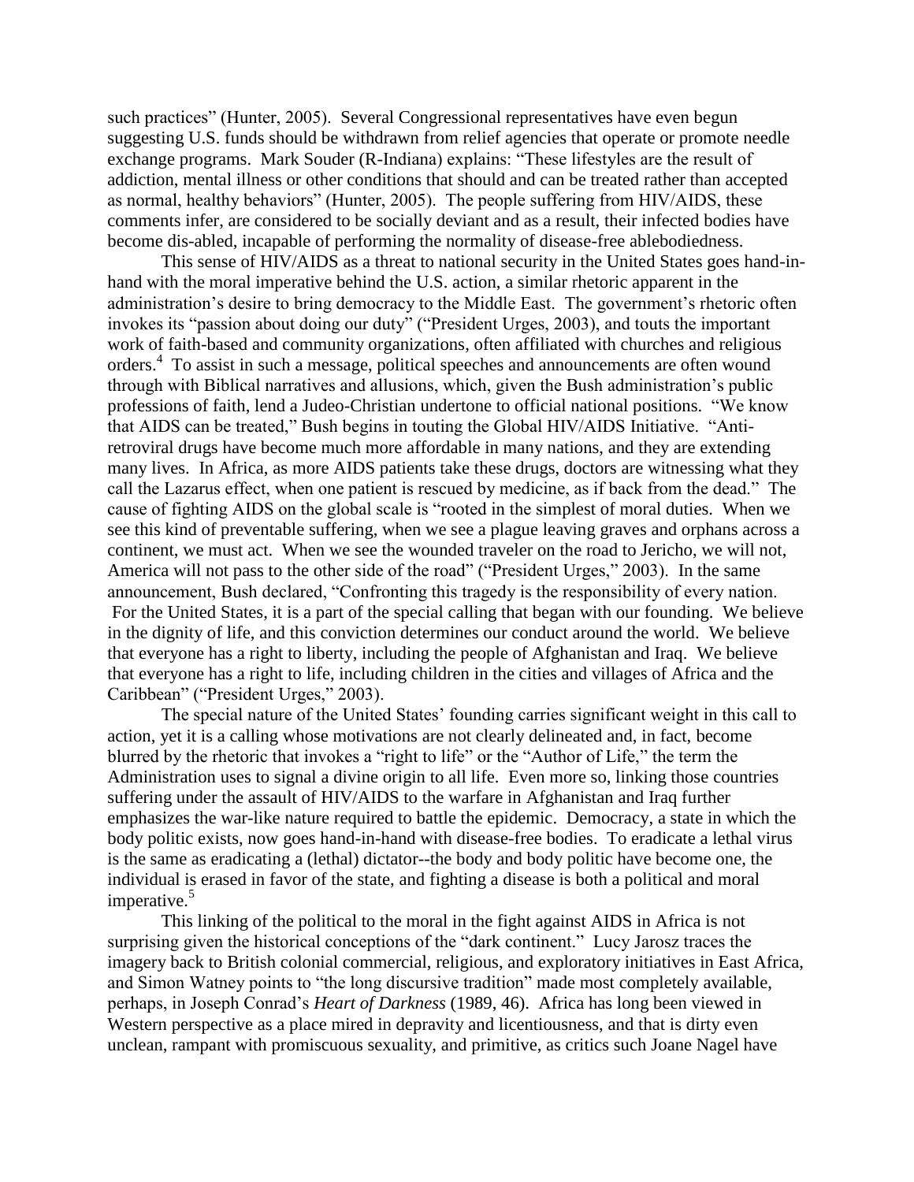such practices" (Hunter, 2005). Several Congressional representatives have even begun suggesting U.S. funds should be withdrawn from relief agencies that operate or promote needle exchange programs. Mark Souder (R-Indiana) explains: "These lifestyles are the result of addiction, mental illness or other conditions that should and can be treated rather than accepted as normal, healthy behaviors" (Hunter, 2005). The people suffering from HIV/AIDS, these comments infer, are considered to be socially deviant and as a result, their infected bodies have become dis-abled, incapable of performing the normality of disease-free ablebodiedness.

This sense of HIV/AIDS as a threat to national security in the United States goes hand-in-hand with the moral imperative behind the U.S. action, a similar rhetoric apparent in the administration's desire to bring democracy to the Middle East. The government's rhetoric often invokes its "passion about doing our duty" ("President Urges, 2003), and touts the important work of faith-based and community organizations, often affiliated with churches and religious orders.[4] To assist in such a message, political speeches and announcements are often wound through with Biblical narratives and allusions, which, given the Bush administration's public professions of faith, lend a Judeo-Christian undertone to official national positions. "We know that AIDS can be treated," Bush begins in touting the Global HIV/AIDS Initiative. "Anti-retroviral drugs have become much more affordable in many nations, and they are extending many lives. In Africa, as more AIDS patients take these drugs, doctors are witnessing what they call the Lazarus effect, when one patient is rescued by medicine, as if back from the dead." The cause of fighting AIDS on the global scale is "rooted in the simplest of moral duties. When we see this kind of preventable suffering, when we see a plague leaving graves and orphans across a continent, we must act. When we see the wounded traveler on the road to Jericho, we will not, America will not pass to the other side of the road" ("President Urges," 2003). In the same announcement, Bush declared, "Confronting this tragedy is the responsibility of every nation. For the United States, it is a part of the special calling that began with our founding. We believe in the dignity of life, and this conviction determines our conduct around the world. We believe that everyone has a right to liberty, including the people of Afghanistan and Iraq. We believe that everyone has a right to life, including children in the cities and villages of Africa and the Caribbean" ("President Urges," 2003).

The special nature of the United States' founding carries significant weight in this call to action, yet it is a calling whose motivations are not clearly delineated and, in fact, become blurred by the rhetoric that invokes a "right to life" or the "Author of Life," the term the Administration uses to signal a divine origin to all life. Even more so, linking those countries suffering under the assault of HIV/AIDS to the warfare in Afghanistan and Iraq further emphasizes the war-like nature required to battle the epidemic. Democracy, a state in which the body politic exists, now goes hand-in-hand with disease-free bodies. To eradicate a lethal virus is the same as eradicating a (lethal) dictator--the body and body politic have become one, the individual is erased in favor of the state, and fighting a disease is both a political and moral imperative.[5]

This linking of the political to the moral in the fight against AIDS in Africa is not surprising given the historical conceptions of the "dark continent." Lucy Jarosz traces the imagery back to British colonial commercial, religious, and exploratory initiatives in East Africa, and Simon Watney points to "the long discursive tradition" made most completely available, perhaps, in Joseph Conrad's *Heart of Darkness* (1989, 46). Africa has long been viewed in Western perspective as a place mired in depravity and licentiousness, and that is dirty even unclean, rampant with promiscuous sexuality, and primitive, as critics such Joane Nagel have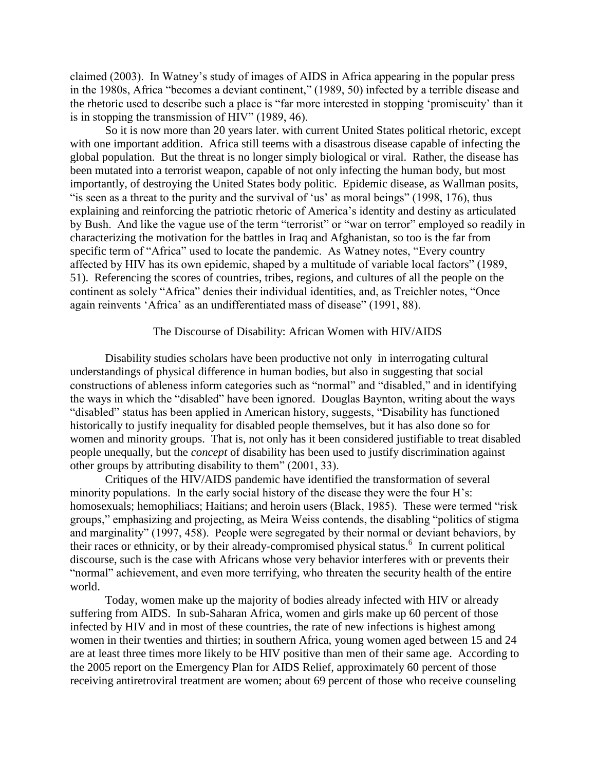claimed (2003). In Watney's study of images of AIDS in Africa appearing in the popular press in the 1980s, Africa "becomes a deviant continent," (1989, 50) infected by a terrible disease and the rhetoric used to describe such a place is "far more interested in stopping 'promiscuity' than it is in stopping the transmission of HIV" (1989, 46).

So it is now more than 20 years later. with current United States political rhetoric, except with one important addition. Africa still teems with a disastrous disease capable of infecting the global population. But the threat is no longer simply biological or viral. Rather, the disease has been mutated into a terrorist weapon, capable of not only infecting the human body, but most importantly, of destroying the United States body politic. Epidemic disease, as Wallman posits, "is seen as a threat to the purity and the survival of 'us' as moral beings" (1998, 176), thus explaining and reinforcing the patriotic rhetoric of America's identity and destiny as articulated by Bush. And like the vague use of the term "terrorist" or "war on terror" employed so readily in characterizing the motivation for the battles in Iraq and Afghanistan, so too is the far from specific term of "Africa" used to locate the pandemic. As Watney notes, "Every country affected by HIV has its own epidemic, shaped by a multitude of variable local factors" (1989, 51). Referencing the scores of countries, tribes, regions, and cultures of all the people on the continent as solely "Africa" denies their individual identities, and, as Treichler notes, "Once again reinvents 'Africa' as an undifferentiated mass of disease" (1991, 88).

## The Discourse of Disability: African Women with HIV/AIDS

Disability studies scholars have been productive not only in interrogating cultural understandings of physical difference in human bodies, but also in suggesting that social constructions of ableness inform categories such as "normal" and "disabled," and in identifying the ways in which the "disabled" have been ignored. Douglas Baynton, writing about the ways "disabled" status has been applied in American history, suggests, "Disability has functioned historically to justify inequality for disabled people themselves, but it has also done so for women and minority groups. That is, not only has it been considered justifiable to treat disabled people unequally, but the *concept* of disability has been used to justify discrimination against other groups by attributing disability to them" (2001, 33).

Critiques of the HIV/AIDS pandemic have identified the transformation of several minority populations. In the early social history of the disease they were the four H's: homosexuals; hemophiliacs; Haitians; and heroin users (Black, 1985). These were termed "risk groups," emphasizing and projecting, as Meira Weiss contends, the disabling "politics of stigma and marginality" (1997, 458). People were segregated by their normal or deviant behaviors, by their races or ethnicity, or by their already-compromised physical status.[6] In current political discourse, such is the case with Africans whose very behavior interferes with or prevents their "normal" achievement, and even more terrifying, who threaten the security health of the entire world.

Today, women make up the majority of bodies already infected with HIV or already suffering from AIDS. In sub-Saharan Africa, women and girls make up 60 percent of those infected by HIV and in most of these countries, the rate of new infections is highest among women in their twenties and thirties; in southern Africa, young women aged between 15 and 24 are at least three times more likely to be HIV positive than men of their same age. According to the 2005 report on the Emergency Plan for AIDS Relief, approximately 60 percent of those receiving antiretroviral treatment are women; about 69 percent of those who receive counseling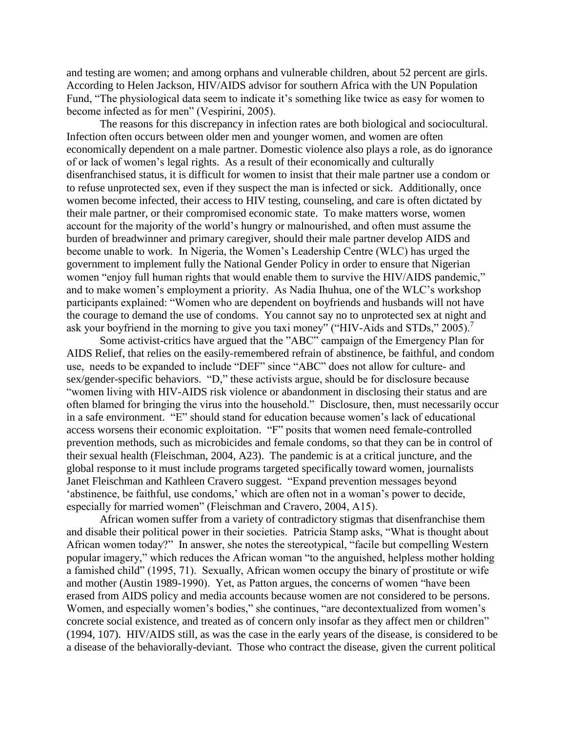and testing are women; and among orphans and vulnerable children, about 52 percent are girls. According to Helen Jackson, HIV/AIDS advisor for southern Africa with the UN Population Fund, "The physiological data seem to indicate it's something like twice as easy for women to become infected as for men" (Vespirini, 2005).

The reasons for this discrepancy in infection rates are both biological and sociocultural. Infection often occurs between older men and younger women, and women are often economically dependent on a male partner. Domestic violence also plays a role, as do ignorance of or lack of women's legal rights. As a result of their economically and culturally disenfranchised status, it is difficult for women to insist that their male partner use a condom or to refuse unprotected sex, even if they suspect the man is infected or sick. Additionally, once women become infected, their access to HIV testing, counseling, and care is often dictated by their male partner, or their compromised economic state. To make matters worse, women account for the majority of the world's hungry or malnourished, and often must assume the burden of breadwinner and primary caregiver, should their male partner develop AIDS and become unable to work. In Nigeria, the Women's Leadership Centre (WLC) has urged the government to implement fully the National Gender Policy in order to ensure that Nigerian women "enjoy full human rights that would enable them to survive the HIV/AIDS pandemic," and to make women's employment a priority. As Nadia Ihuhua, one of the WLC's workshop participants explained: "Women who are dependent on boyfriends and husbands will not have the courage to demand the use of condoms. You cannot say no to unprotected sex at night and ask your boyfriend in the morning to give you taxi money" ("HIV-Aids and STDs," 2005).[7]

Some activist-critics have argued that the "ABC" campaign of the Emergency Plan for AIDS Relief, that relies on the easily-remembered refrain of abstinence, be faithful, and condom use, needs to be expanded to include "DEF" since "ABC" does not allow for culture- and sex/gender-specific behaviors. "D," these activists argue, should be for disclosure because "women living with HIV-AIDS risk violence or abandonment in disclosing their status and are often blamed for bringing the virus into the household." Disclosure, then, must necessarily occur in a safe environment. "E" should stand for education because women's lack of educational access worsens their economic exploitation. "F" posits that women need female-controlled prevention methods, such as microbicides and female condoms, so that they can be in control of their sexual health (Fleischman, 2004, A23). The pandemic is at a critical juncture, and the global response to it must include programs targeted specifically toward women, journalists Janet Fleischman and Kathleen Cravero suggest. "Expand prevention messages beyond 'abstinence, be faithful, use condoms,' which are often not in a woman's power to decide, especially for married women" (Fleischman and Cravero, 2004, A15).

African women suffer from a variety of contradictory stigmas that disenfranchise them and disable their political power in their societies. Patricia Stamp asks, "What is thought about African women today?" In answer, she notes the stereotypical, "facile but compelling Western popular imagery," which reduces the African woman "to the anguished, helpless mother holding a famished child" (1995, 71). Sexually, African women occupy the binary of prostitute or wife and mother (Austin 1989-1990). Yet, as Patton argues, the concerns of women "have been erased from AIDS policy and media accounts because women are not considered to be persons. Women, and especially women's bodies," she continues, "are decontextualized from women's concrete social existence, and treated as of concern only insofar as they affect men or children" (1994, 107). HIV/AIDS still, as was the case in the early years of the disease, is considered to be a disease of the behaviorally-deviant. Those who contract the disease, given the current political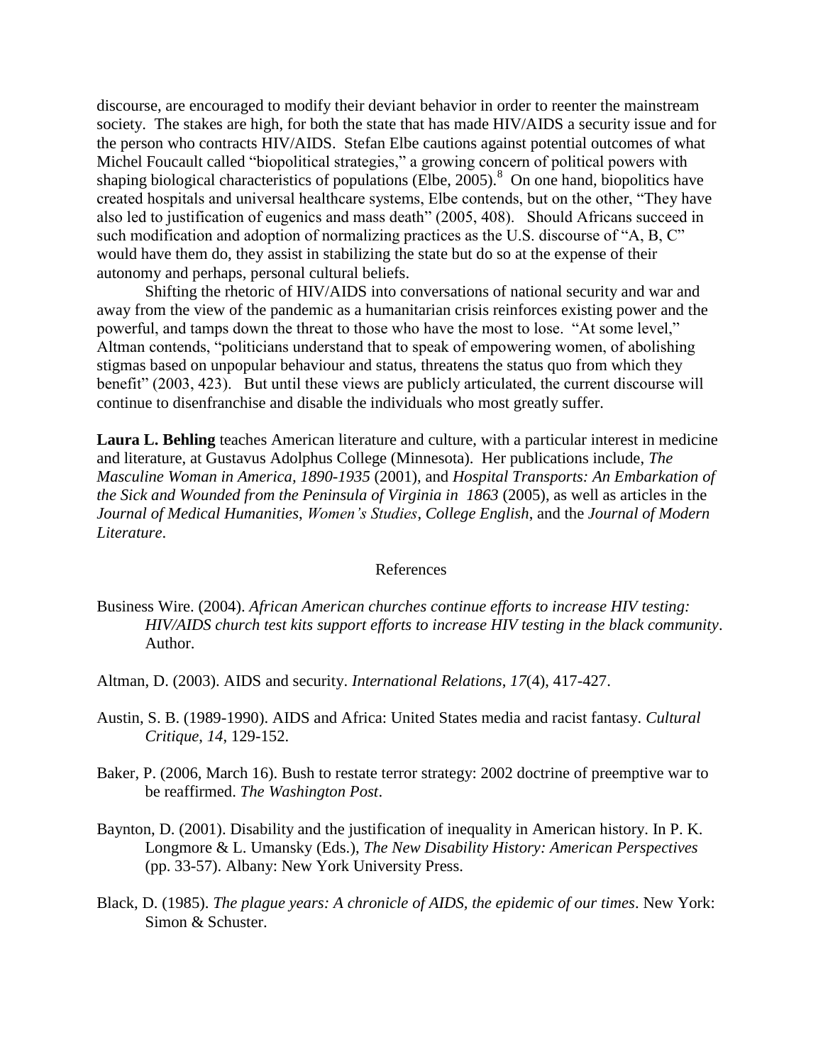discourse, are encouraged to modify their deviant behavior in order to reenter the mainstream society. The stakes are high, for both the state that has made HIV/AIDS a security issue and for the person who contracts HIV/AIDS. Stefan Elbe cautions against potential outcomes of what Michel Foucault called "biopolitical strategies," a growing concern of political powers with shaping biological characteristics of populations (Elbe, 2005).[8] On one hand, biopolitics have created hospitals and universal healthcare systems, Elbe contends, but on the other, "They have also led to justification of eugenics and mass death" (2005, 408). Should Africans succeed in such modification and adoption of normalizing practices as the U.S. discourse of "A, B, C" would have them do, they assist in stabilizing the state but do so at the expense of their autonomy and perhaps, personal cultural beliefs.

Shifting the rhetoric of HIV/AIDS into conversations of national security and war and away from the view of the pandemic as a humanitarian crisis reinforces existing power and the powerful, and tamps down the threat to those who have the most to lose. "At some level," Altman contends, "politicians understand that to speak of empowering women, of abolishing stigmas based on unpopular behaviour and status, threatens the status quo from which they benefit" (2003, 423). But until these views are publicly articulated, the current discourse will continue to disenfranchise and disable the individuals who most greatly suffer.

**Laura L. Behling** teaches American literature and culture, with a particular interest in medicine and literature, at Gustavus Adolphus College (Minnesota). Her publications include, *The Masculine Woman in America, 1890-1935* (2001), and *Hospital Transports: An Embarkation of the Sick and Wounded from the Peninsula of Virginia in 1863* (2005), as well as articles in the *Journal of Medical Humanities*, *Women's Studies*, *College English*, and the *Journal of Modern Literature*.

## References

Business Wire. (2004). *African American churches continue efforts to increase HIV testing: HIV/AIDS church test kits support efforts to increase HIV testing in the black community*. Author.

Altman, D. (2003). AIDS and security. *International Relations*, *17*(4), 417-427.

Austin, S. B. (1989-1990). AIDS and Africa: United States media and racist fantasy. *Cultural Critique*, *14*, 129-152.

Baker, P. (2006, March 16). Bush to restate terror strategy: 2002 doctrine of preemptive war to be reaffirmed. *The Washington Post*.

Baynton, D. (2001). Disability and the justification of inequality in American history. In P. K. Longmore & L. Umansky (Eds.), *The New Disability History: American Perspectives* (pp. 33-57). Albany: New York University Press.

Black, D. (1985). *The plague years: A chronicle of AIDS, the epidemic of our times*. New York: Simon & Schuster.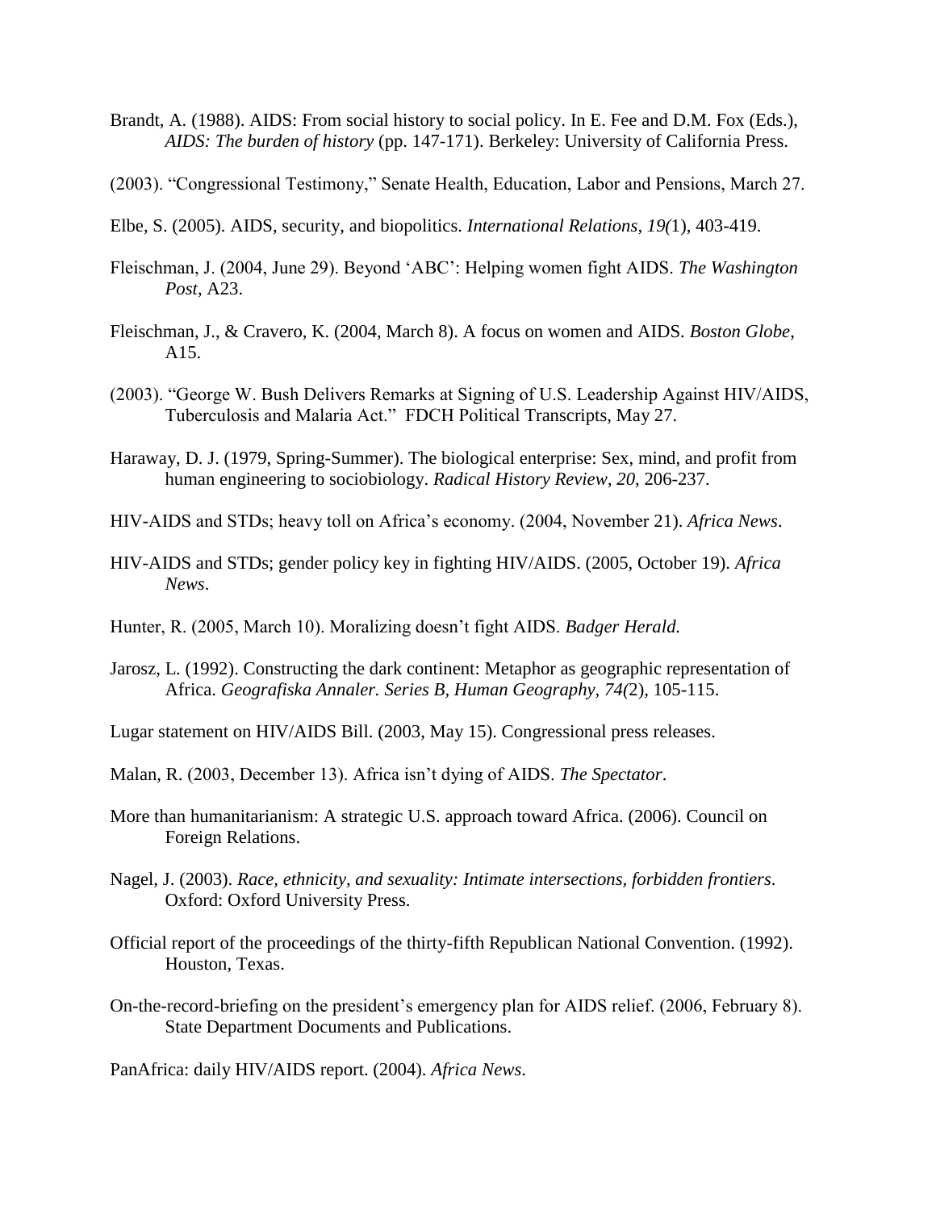Brandt, A. (1988). AIDS: From social history to social policy. In E. Fee and D.M. Fox (Eds.), *AIDS: The burden of history* (pp. 147-171). Berkeley: University of California Press.

(2003). "Congressional Testimony," Senate Health, Education, Labor and Pensions, March 27.

Elbe, S. (2005). AIDS, security, and biopolitics. *International Relations, 19(*1), 403-419.

Fleischman, J. (2004, June 29). Beyond 'ABC': Helping women fight AIDS. *The Washington Post*, A23.

Fleischman, J., & Cravero, K. (2004, March 8). A focus on women and AIDS. *Boston Globe*, A15.

(2003). "George W. Bush Delivers Remarks at Signing of U.S. Leadership Against HIV/AIDS, Tuberculosis and Malaria Act." FDCH Political Transcripts, May 27.

Haraway, D. J. (1979, Spring-Summer). The biological enterprise: Sex, mind, and profit from human engineering to sociobiology. *Radical History Review*, *20*, 206-237.

HIV-AIDS and STDs; heavy toll on Africa's economy. (2004, November 21). *Africa News*.

HIV-AIDS and STDs; gender policy key in fighting HIV/AIDS. (2005, October 19). *Africa News*.

Hunter, R. (2005, March 10). Moralizing doesn't fight AIDS. *Badger Herald.*

Jarosz, L. (1992). Constructing the dark continent: Metaphor as geographic representation of Africa. *Geografiska Annaler. Series B, Human Geography, 74(*2), 105-115.

Lugar statement on HIV/AIDS Bill. (2003, May 15). Congressional press releases.

Malan, R. (2003, December 13). Africa isn't dying of AIDS. *The Spectator*.

More than humanitarianism: A strategic U.S. approach toward Africa. (2006). Council on Foreign Relations.

Nagel, J. (2003). *Race, ethnicity, and sexuality: Intimate intersections, forbidden frontiers*. Oxford: Oxford University Press.

Official report of the proceedings of the thirty-fifth Republican National Convention. (1992). Houston, Texas.

On-the-record-briefing on the president's emergency plan for AIDS relief. (2006, February 8). State Department Documents and Publications.

PanAfrica: daily HIV/AIDS report. (2004). *Africa News*.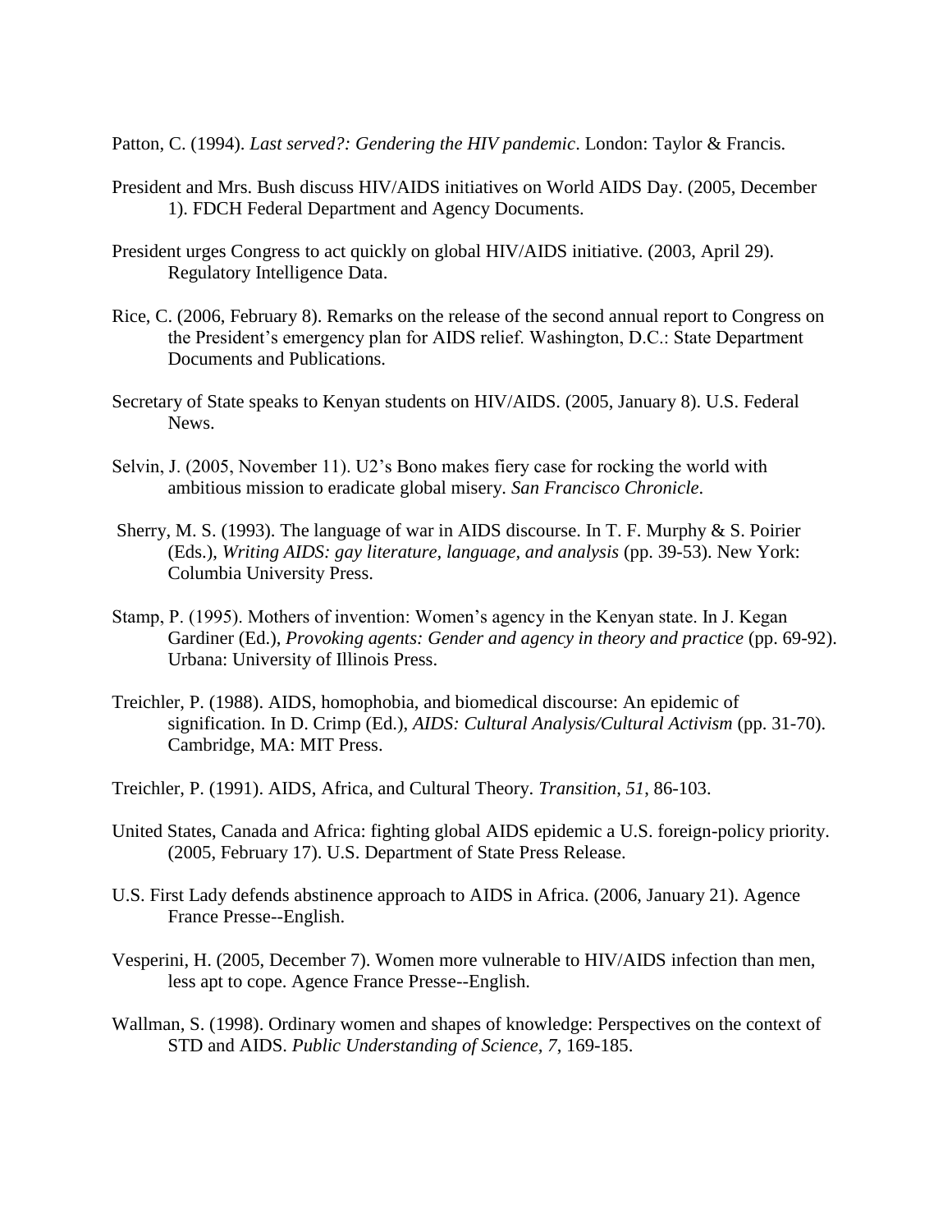Patton, C. (1994). *Last served?: Gendering the HIV pandemic*. London: Taylor & Francis.

President and Mrs. Bush discuss HIV/AIDS initiatives on World AIDS Day. (2005, December 1). FDCH Federal Department and Agency Documents.

President urges Congress to act quickly on global HIV/AIDS initiative. (2003, April 29). Regulatory Intelligence Data.

Rice, C. (2006, February 8). Remarks on the release of the second annual report to Congress on the President's emergency plan for AIDS relief. Washington, D.C.: State Department Documents and Publications.

Secretary of State speaks to Kenyan students on HIV/AIDS. (2005, January 8). U.S. Federal News.

Selvin, J. (2005, November 11). U2's Bono makes fiery case for rocking the world with ambitious mission to eradicate global misery. *San Francisco Chronicle*.

Sherry, M. S. (1993). The language of war in AIDS discourse. In T. F. Murphy & S. Poirier (Eds.), *Writing AIDS: gay literature, language, and analysis* (pp. 39-53). New York: Columbia University Press.

Stamp, P. (1995). Mothers of invention: Women's agency in the Kenyan state. In J. Kegan Gardiner (Ed.), *Provoking agents: Gender and agency in theory and practice* (pp. 69-92). Urbana: University of Illinois Press.

Treichler, P. (1988). AIDS, homophobia, and biomedical discourse: An epidemic of signification. In D. Crimp (Ed.), *AIDS: Cultural Analysis/Cultural Activism* (pp. 31-70). Cambridge, MA: MIT Press.

Treichler, P. (1991). AIDS, Africa, and Cultural Theory. *Transition*, *51*, 86-103.

United States, Canada and Africa: fighting global AIDS epidemic a U.S. foreign-policy priority. (2005, February 17). U.S. Department of State Press Release.

U.S. First Lady defends abstinence approach to AIDS in Africa. (2006, January 21). Agence France Presse--English.

Vesperini, H. (2005, December 7). Women more vulnerable to HIV/AIDS infection than men, less apt to cope. Agence France Presse--English.

Wallman, S. (1998). Ordinary women and shapes of knowledge: Perspectives on the context of STD and AIDS. *Public Understanding of Science*, *7*, 169-185.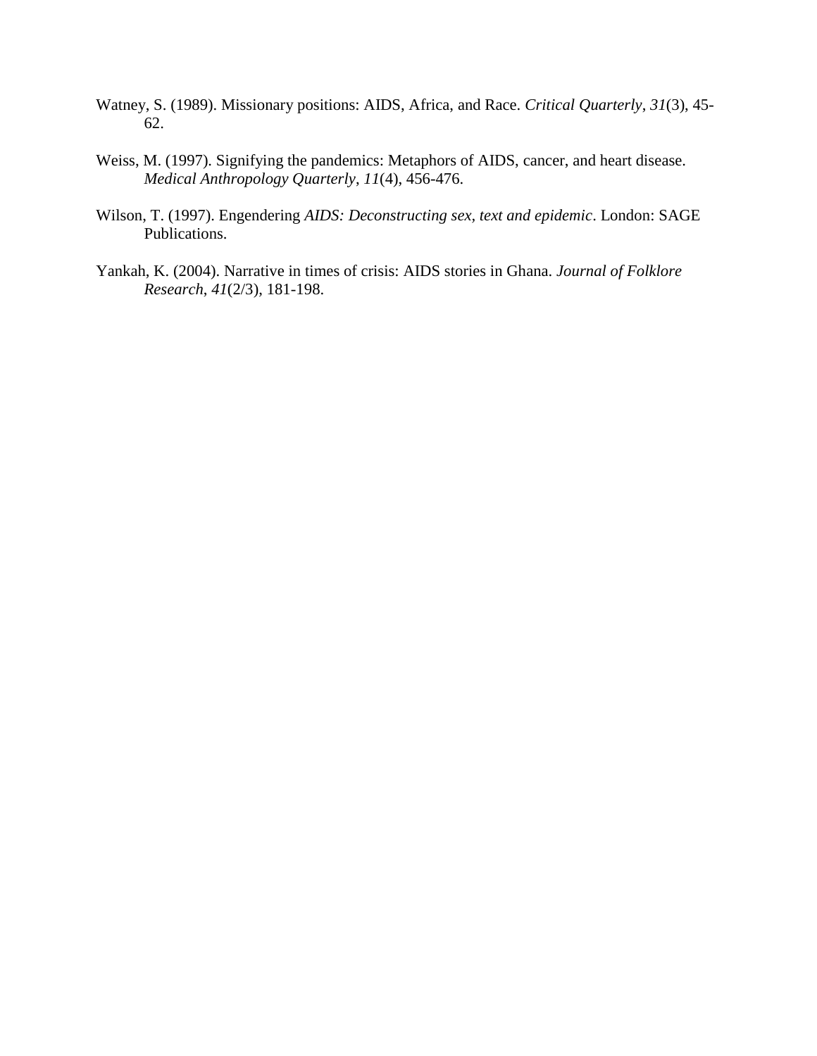Watney, S. (1989). Missionary positions: AIDS, Africa, and Race. *Critical Quarterly*, *31*(3), 45-62.

Weiss, M. (1997). Signifying the pandemics: Metaphors of AIDS, cancer, and heart disease. *Medical Anthropology Quarterly*, *11*(4), 456-476.

Wilson, T. (1997). Engendering *AIDS: Deconstructing sex, text and epidemic*. London: SAGE Publications.

Yankah, K. (2004). Narrative in times of crisis: AIDS stories in Ghana. *Journal of Folklore Research*, *41*(2/3), 181-198.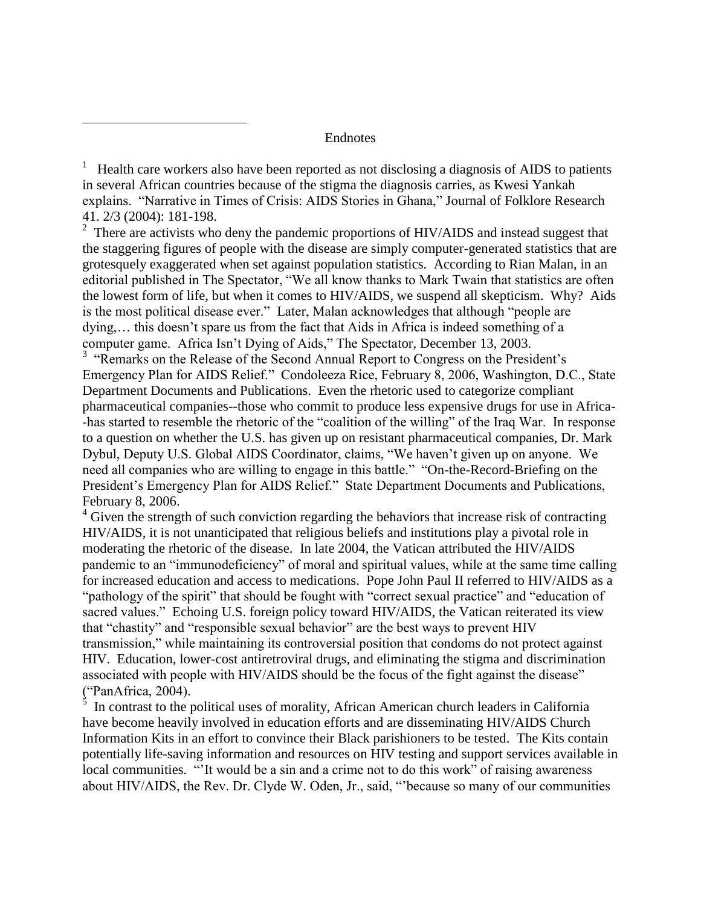## Endnotes

[1] Health care workers also have been reported as not disclosing a diagnosis of AIDS to patients in several African countries because of the stigma the diagnosis carries, as Kwesi Yankah explains. "Narrative in Times of Crisis: AIDS Stories in Ghana," Journal of Folklore Research 41. 2/3 (2004): 181-198.

[2] There are activists who deny the pandemic proportions of HIV/AIDS and instead suggest that the staggering figures of people with the disease are simply computer-generated statistics that are grotesquely exaggerated when set against population statistics. According to Rian Malan, in an editorial published in The Spectator, "We all know thanks to Mark Twain that statistics are often the lowest form of life, but when it comes to HIV/AIDS, we suspend all skepticism. Why? Aids is the most political disease ever." Later, Malan acknowledges that although "people are dying,… this doesn't spare us from the fact that Aids in Africa is indeed something of a computer game. Africa Isn't Dying of Aids," The Spectator, December 13, 2003.

[3] "Remarks on the Release of the Second Annual Report to Congress on the President's Emergency Plan for AIDS Relief." Condoleeza Rice, February 8, 2006, Washington, D.C., State Department Documents and Publications. Even the rhetoric used to categorize compliant pharmaceutical companies--those who commit to produce less expensive drugs for use in Africa--has started to resemble the rhetoric of the "coalition of the willing" of the Iraq War. In response to a question on whether the U.S. has given up on resistant pharmaceutical companies, Dr. Mark Dybul, Deputy U.S. Global AIDS Coordinator, claims, "We haven't given up on anyone. We need all companies who are willing to engage in this battle." "On-the-Record-Briefing on the President's Emergency Plan for AIDS Relief." State Department Documents and Publications, February 8, 2006.

[4] Given the strength of such conviction regarding the behaviors that increase risk of contracting HIV/AIDS, it is not unanticipated that religious beliefs and institutions play a pivotal role in moderating the rhetoric of the disease. In late 2004, the Vatican attributed the HIV/AIDS pandemic to an "immunodeficiency" of moral and spiritual values, while at the same time calling for increased education and access to medications. Pope John Paul II referred to HIV/AIDS as a "pathology of the spirit" that should be fought with "correct sexual practice" and "education of sacred values." Echoing U.S. foreign policy toward HIV/AIDS, the Vatican reiterated its view that "chastity" and "responsible sexual behavior" are the best ways to prevent HIV transmission," while maintaining its controversial position that condoms do not protect against HIV. Education, lower-cost antiretroviral drugs, and eliminating the stigma and discrimination associated with people with HIV/AIDS should be the focus of the fight against the disease" ("PanAfrica, 2004).

[5] In contrast to the political uses of morality, African American church leaders in California have become heavily involved in education efforts and are disseminating HIV/AIDS Church Information Kits in an effort to convince their Black parishioners to be tested. The Kits contain potentially life-saving information and resources on HIV testing and support services available in local communities. "'It would be a sin and a crime not to do this work" of raising awareness about HIV/AIDS, the Rev. Dr. Clyde W. Oden, Jr., said, "'because so many of our communities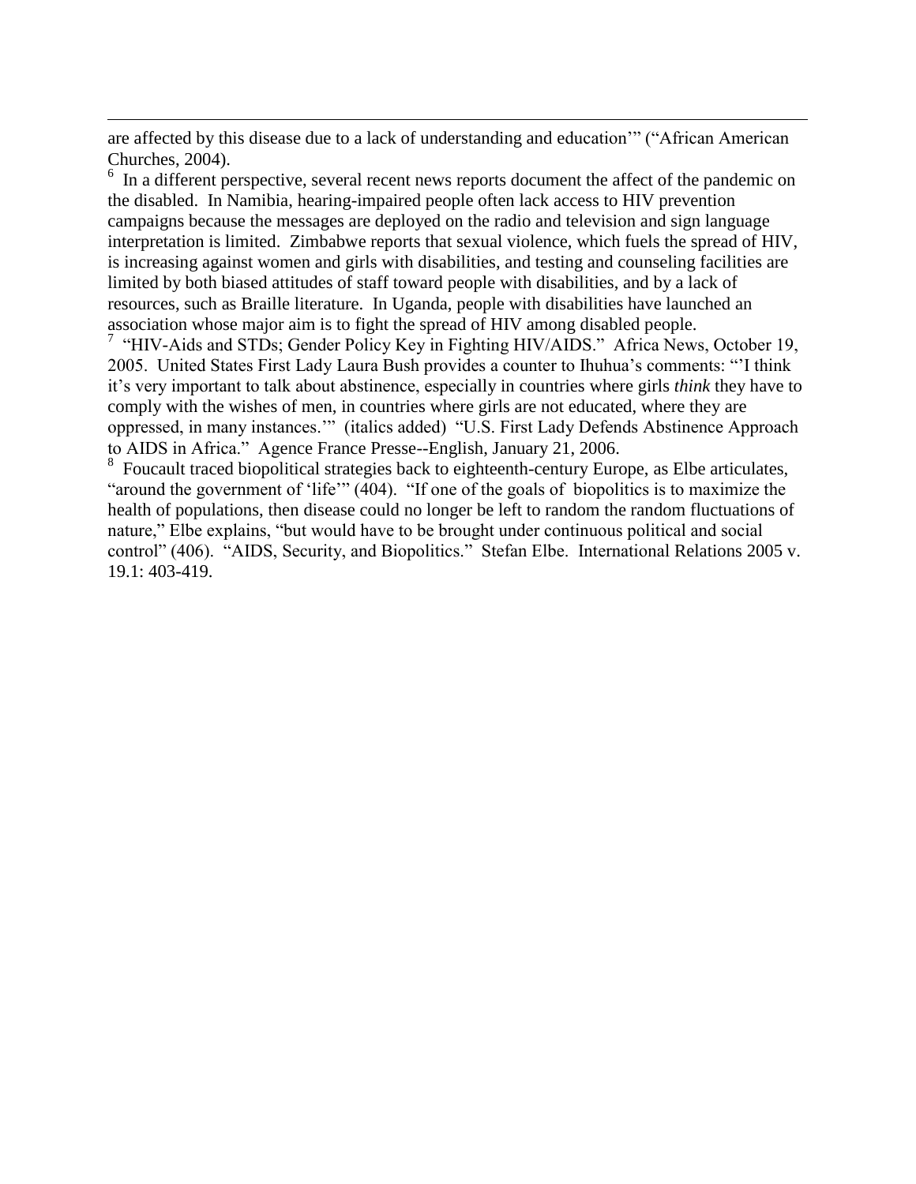are affected by this disease due to a lack of understanding and education'" ("African American Churches, 2004).

[6] In a different perspective, several recent news reports document the affect of the pandemic on the disabled. In Namibia, hearing-impaired people often lack access to HIV prevention campaigns because the messages are deployed on the radio and television and sign language interpretation is limited. Zimbabwe reports that sexual violence, which fuels the spread of HIV, is increasing against women and girls with disabilities, and testing and counseling facilities are limited by both biased attitudes of staff toward people with disabilities, and by a lack of resources, such as Braille literature. In Uganda, people with disabilities have launched an association whose major aim is to fight the spread of HIV among disabled people.

[7] "HIV-Aids and STDs; Gender Policy Key in Fighting HIV/AIDS." Africa News, October 19, 2005. United States First Lady Laura Bush provides a counter to Ihuhua's comments: "'I think it's very important to talk about abstinence, especially in countries where girls *think* they have to comply with the wishes of men, in countries where girls are not educated, where they are oppressed, in many instances.'" (italics added) "U.S. First Lady Defends Abstinence Approach to AIDS in Africa." Agence France Presse--English, January 21, 2006.

[8] Foucault traced biopolitical strategies back to eighteenth-century Europe, as Elbe articulates, "around the government of 'life'" (404). "If one of the goals of biopolitics is to maximize the health of populations, then disease could no longer be left to random the random fluctuations of nature," Elbe explains, "but would have to be brought under continuous political and social control" (406). "AIDS, Security, and Biopolitics." Stefan Elbe. International Relations 2005 v. 19.1: 403-419.